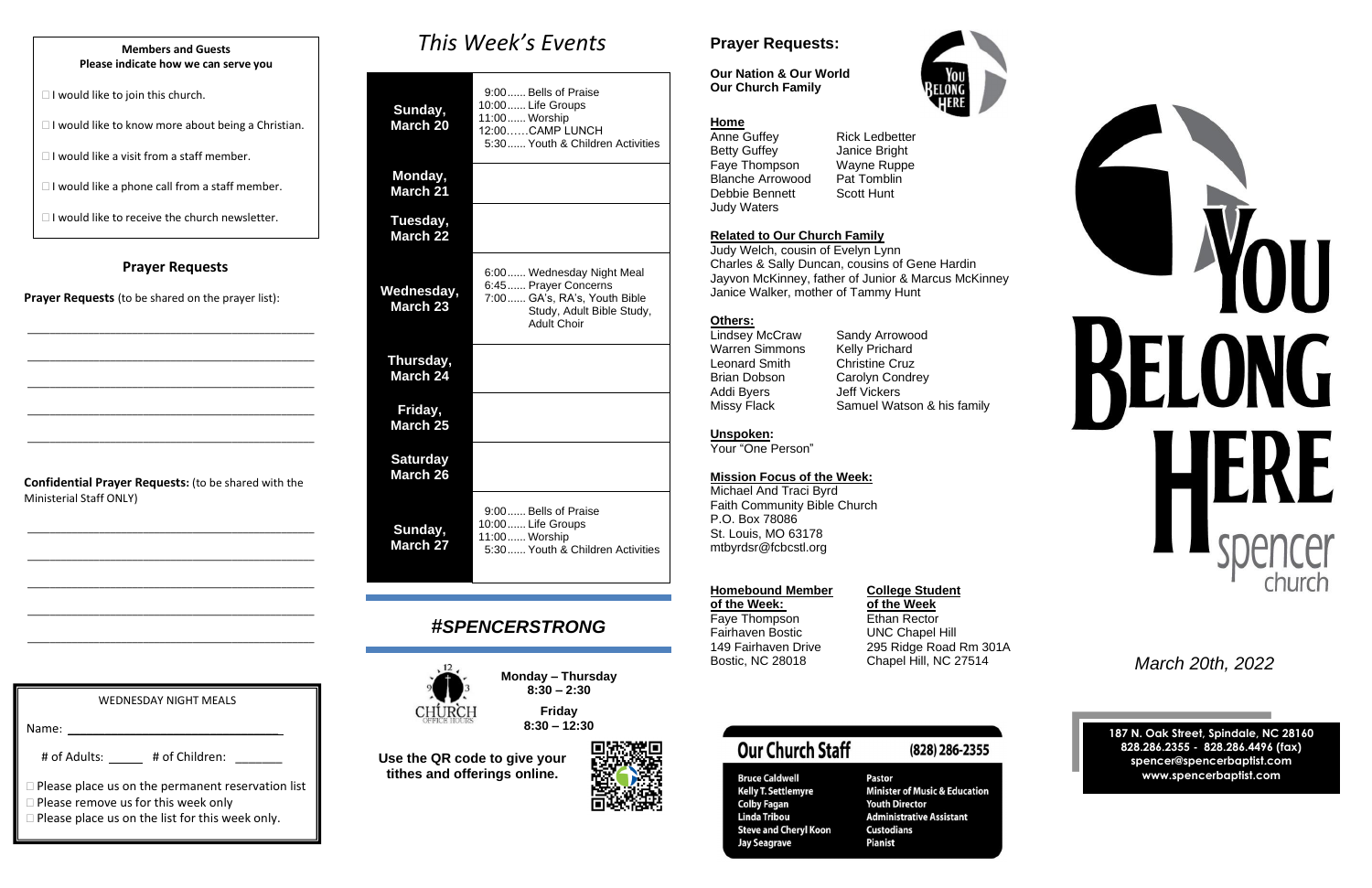**Members and Guests**
**Please indicate how we can serve you**

- ☐ I would like to join this church.
- ☐ I would like to know more about being a Christian.
- ☐ I would like a visit from a staff member.
- ☐ I would like a phone call from a staff member.
- ☐ I would like to receive the church newsletter.

## Prayer Requests

**Prayer Requests** (to be shared on the prayer list):

_____________________________________________

_____________________________________________

_____________________________________________

_____________________________________________

_____________________________________________

**Confidential Prayer Requests:** (to be shared with the Ministerial Staff ONLY)

_____________________________________________

_____________________________________________

_____________________________________________

_____________________________________________

_____________________________________________

WEDNESDAY NIGHT MEALS

Name: ___________________________________

# of Adults: ______ # of Children: _______

- ☐ Please place us on the permanent reservation list
- ☐ Please remove us for this week only
- ☐ Please place us on the list for this week only.

# *This Week's Events*

| Day | Events |
|---|---|
| **Sunday, March 20** | 9:00...... Bells of Praise<br>10:00...... Life Groups<br>11:00...... Worship<br>12:00......CAMP LUNCH<br>5:30...... Youth & Children Activities |
| **Monday, March 21** | |
| **Tuesday, March 22** | |
| **Wednesday, March 23** | 6:00...... Wednesday Night Meal<br>6:45...... Prayer Concerns<br>7:00...... GA's, RA's, Youth Bible Study, Adult Bible Study, Adult Choir |
| **Thursday, March 24** | |
| **Friday, March 25** | |
| **Saturday March 26** | |
| **Sunday, March 27** | 9:00...... Bells of Praise<br>10:00...... Life Groups<br>11:00...... Worship<br>5:30...... Youth & Children Activities |

## *#SPENCERSTRONG*

CHURCH OFFICE HOURS

**Monday – Thursday**
**8:30 – 2:30**

**Friday**
**8:30 – 12:30**

**Use the QR code to give your tithes and offerings online.**

## Prayer Requests:

**Our Nation & Our World**
**Our Church Family**

**Home**

- Anne Guffey
- Betty Guffey
- Faye Thompson
- Blanche Arrowood
- Debbie Bennett
- Judy Waters
- Rick Ledbetter
- Janice Bright
- Wayne Ruppe
- Pat Tomblin
- Scott Hunt

**Related to Our Church Family**

Judy Welch, cousin of Evelyn Lynn
Charles & Sally Duncan, cousins of Gene Hardin
Jayvon McKinney, father of Junior & Marcus McKinney
Janice Walker, mother of Tammy Hunt

**Others:**

- Lindsey McCraw
- Warren Simmons
- Leonard Smith
- Brian Dobson
- Addi Byers
- Missy Flack
- Sandy Arrowood
- Kelly Prichard
- Christine Cruz
- Carolyn Condrey
- Jeff Vickers
- Samuel Watson & his family

**Unspoken:**
Your "One Person"

**Mission Focus of the Week:**
Michael And Traci Byrd
Faith Community Bible Church
P.O. Box 78086
St. Louis, MO 63178
mtbyrdsr@fcbcstl.org

**Homebound Member of the Week:**
Faye Thompson
Fairhaven Bostic
149 Fairhaven Drive
Bostic, NC 28018

**College Student of the Week**
Ethan Rector
UNC Chapel Hill
295 Ridge Road Rm 301A
Chapel Hill, NC 27514

## Our Church Staff (828) 286-2355

| Name | Role |
|---|---|
| Bruce Caldwell | Pastor |
| Kelly T. Settlemyre | Minister of Music & Education |
| Colby Fagan | Youth Director |
| Linda Tribou | Administrative Assistant |
| Steve and Cheryl Koon | Custodians |
| Jay Seagrave | Pianist |

# YOU BELONG HERE

spencer church

*March 20th, 2022*

**187 N. Oak Street, Spindale, NC 28160**
**828.286.2355 - 828.286.4496 (fax)**
**spencer@spencerbaptist.com**
**www.spencerbaptist.com**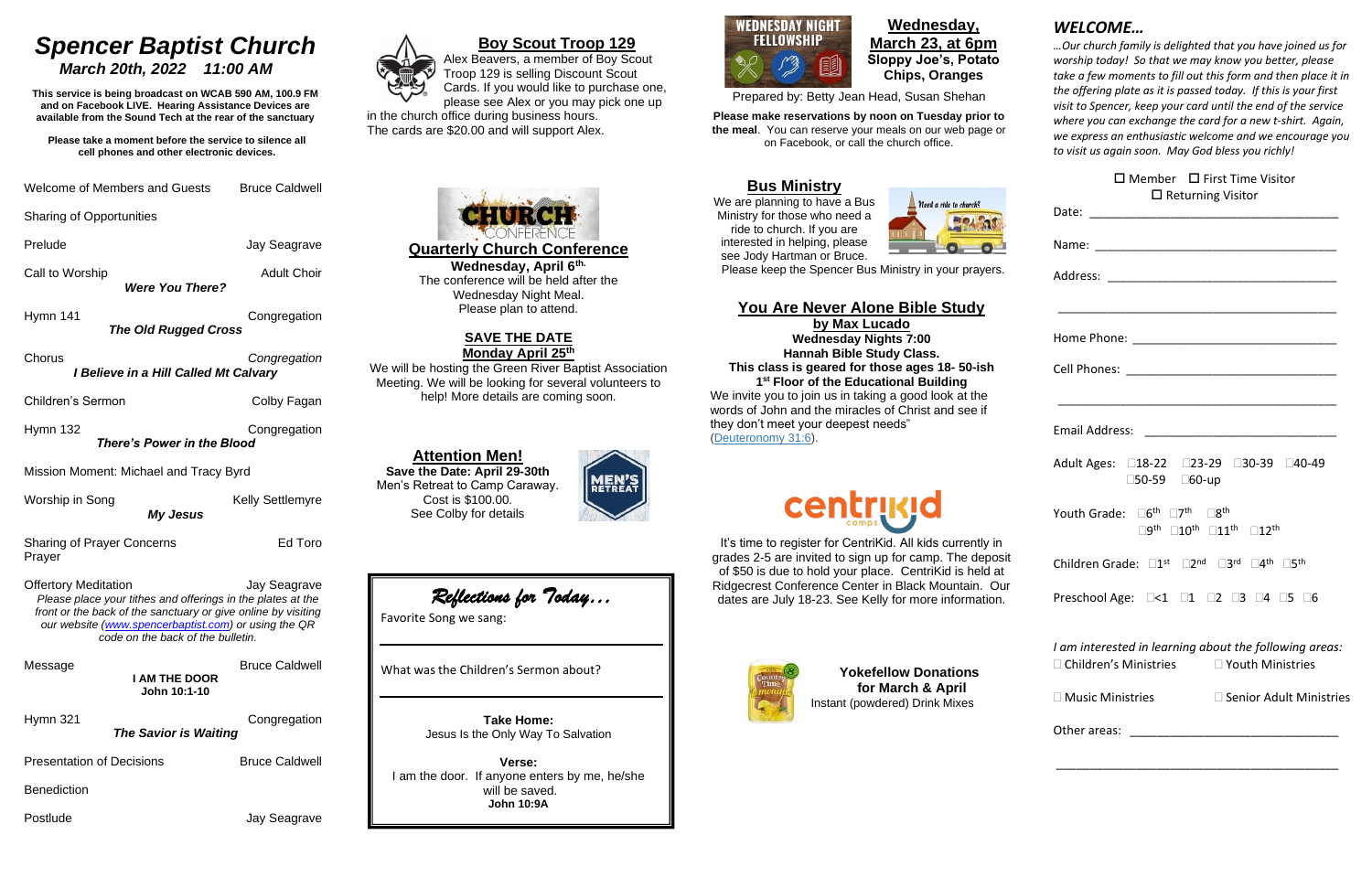# Spencer Baptist Church

***March 20th, 2022 11:00 AM***

**This service is being broadcast on WCAB 590 AM, 100.9 FM and on Facebook LIVE. Hearing Assistance Devices are available from the Sound Tech at the rear of the sanctuary**

**Please take a moment before the service to silence all cell phones and other electronic devices.**

Welcome of Members and Guests — Bruce Caldwell

Sharing of Opportunities

Prelude — Jay Seagrave

Call to Worship — Adult Choir
***Were You There?***

Hymn 141 — Congregation
***The Old Rugged Cross***

Chorus — *Congregation*
***I Believe in a Hill Called Mt Calvary***

Children's Sermon — Colby Fagan

Hymn 132 — Congregation
***There's Power in the Blood***

Mission Moment: Michael and Tracy Byrd

Worship in Song — Kelly Settlemyre
***My Jesus***

Sharing of Prayer Concerns Prayer — Ed Toro

Offertory Meditation — Jay Seagrave
*Please place your tithes and offerings in the plates at the front or the back of the sanctuary or give online by visiting our website (www.spencerbaptist.com) or using the QR code on the back of the bulletin.*

Message — Bruce Caldwell
**I AM THE DOOR**
**John 10:1-10**

Hymn 321 — Congregation
***The Savior is Waiting***

Presentation of Decisions — Bruce Caldwell

Benediction

Postlude — Jay Seagrave

## Boy Scout Troop 129

Alex Beavers, a member of Boy Scout Troop 129 is selling Discount Scout Cards. If you would like to purchase one, please see Alex or you may pick one up in the church office during business hours. The cards are $20.00 and will support Alex.

## Quarterly Church Conference

**Wednesday, April 6th.**
The conference will be held after the Wednesday Night Meal. Please plan to attend.

## SAVE THE DATE

**Monday April 25th**
We will be hosting the Green River Baptist Association Meeting. We will be looking for several volunteers to help! More details are coming soon.

## Attention Men!

**Save the Date: April 29-30th**
Men's Retreat to Camp Caraway.
Cost is $100.00.
See Colby for details

## *Reflections for Today…*

Favorite Song we sang:

---

What was the Children's Sermon about?

---

**Take Home:**
Jesus Is the Only Way To Salvation

**Verse:**
I am the door. If anyone enters by me, he/she will be saved.
**John 10:9A**

## Wednesday, March 23, at 6pm

**Sloppy Joe's, Potato Chips, Oranges**

Prepared by: Betty Jean Head, Susan Shehan

**Please make reservations by noon on Tuesday prior to the meal**. You can reserve your meals on our web page or on Facebook, or call the church office.

## Bus Ministry

We are planning to have a Bus Ministry for those who need a ride to church. If you are interested in helping, please see Jody Hartman or Bruce. Please keep the Spencer Bus Ministry in your prayers.

## You Are Never Alone Bible Study

**by Max Lucado**
**Wednesday Nights 7:00**
**Hannah Bible Study Class.**
**This class is geared for those ages 18- 50-ish**
**1st Floor of the Educational Building**
We invite you to join us in taking a good look at the words of John and the miracles of Christ and see if they don't meet your deepest needs" (Deuteronomy 31:6).

## centrikid

It's time to register for CentriKid. All kids currently in grades 2-5 are invited to sign up for camp. The deposit of $50 is due to hold your place. CentriKid is held at Ridgecrest Conference Center in Black Mountain. Our dates are July 18-23. See Kelly for more information.

**Yokefellow Donations for March & April**
Instant (powdered) Drink Mixes

## *WELCOME…*

*…Our church family is delighted that you have joined us for worship today! So that we may know you better, please take a few moments to fill out this form and then place it in the offering plate as it is passed today. If this is your first visit to Spencer, keep your card until the end of the service where you can exchange the card for a new t-shirt. Again, we express an enthusiastic welcome and we encourage you to visit us again soon. May God bless you richly!*

☐ Member ☐ First Time Visitor ☐ Returning Visitor

Date: ____________________

Name: ____________________

Address: ____________________

____________________

Home Phone: ____________________

Cell Phones: ____________________

____________________

Email Address: ____________________

Adult Ages: ☐18-22 ☐23-29 ☐30-39 ☐40-49 ☐50-59 ☐60-up

Youth Grade: ☐6th ☐7th ☐8th ☐9th ☐10th ☐11th ☐12th

Children Grade: ☐1st ☐2nd ☐3rd ☐4th ☐5th

Preschool Age: ☐<1 ☐1 ☐2 ☐3 ☐4 ☐5 ☐6

*I am interested in learning about the following areas:*
☐ Children's Ministries ☐ Youth Ministries
☐ Music Ministries ☐ Senior Adult Ministries

Other areas: ____________________

____________________